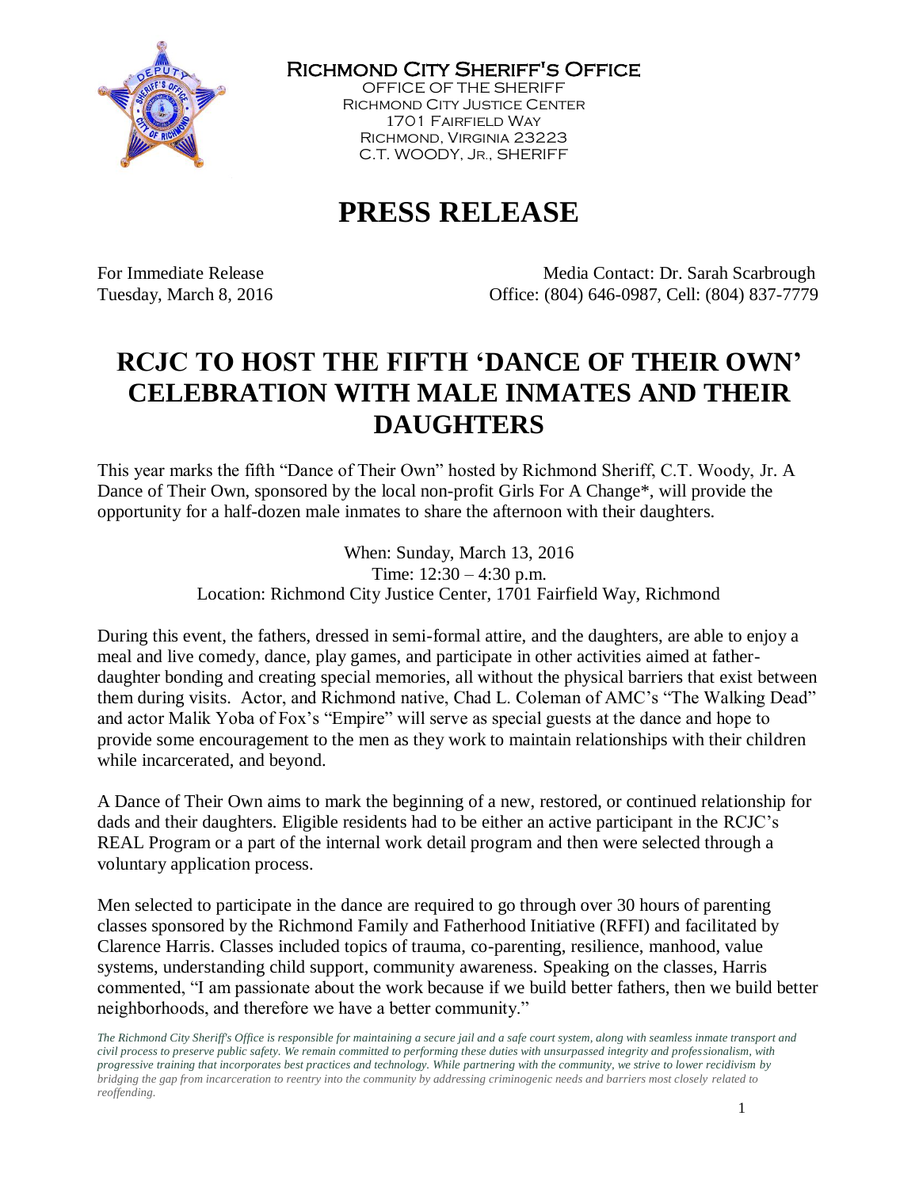**Richmond City Sheriff's Office**
OFFICE OF THE SHERIFF
Richmond City Justice Center
1701 Fairfield Way
Richmond, Virginia 23223
C.T. WOODY, Jr., SHERIFF

# PRESS RELEASE

For Immediate Release
Tuesday, March 8, 2016

Media Contact: Dr. Sarah Scarbrough
Office: (804) 646-0987, Cell: (804) 837-7779

## RCJC TO HOST THE FIFTH 'DANCE OF THEIR OWN' CELEBRATION WITH MALE INMATES AND THEIR DAUGHTERS

This year marks the fifth "Dance of Their Own" hosted by Richmond Sheriff, C.T. Woody, Jr. A Dance of Their Own, sponsored by the local non-profit Girls For A Change*, will provide the opportunity for a half-dozen male inmates to share the afternoon with their daughters.

When: Sunday, March 13, 2016
Time: 12:30 – 4:30 p.m.
Location: Richmond City Justice Center, 1701 Fairfield Way, Richmond

During this event, the fathers, dressed in semi-formal attire, and the daughters, are able to enjoy a meal and live comedy, dance, play games, and participate in other activities aimed at father-daughter bonding and creating special memories, all without the physical barriers that exist between them during visits. Actor, and Richmond native, Chad L. Coleman of AMC's "The Walking Dead" and actor Malik Yoba of Fox's "Empire" will serve as special guests at the dance and hope to provide some encouragement to the men as they work to maintain relationships with their children while incarcerated, and beyond.

A Dance of Their Own aims to mark the beginning of a new, restored, or continued relationship for dads and their daughters. Eligible residents had to be either an active participant in the RCJC's REAL Program or a part of the internal work detail program and then were selected through a voluntary application process.

Men selected to participate in the dance are required to go through over 30 hours of parenting classes sponsored by the Richmond Family and Fatherhood Initiative (RFFI) and facilitated by Clarence Harris. Classes included topics of trauma, co-parenting, resilience, manhood, value systems, understanding child support, community awareness. Speaking on the classes, Harris commented, "I am passionate about the work because if we build better fathers, then we build better neighborhoods, and therefore we have a better community."

*The Richmond City Sheriff's Office is responsible for maintaining a secure jail and a safe court system, along with seamless inmate transport and civil process to preserve public safety. We remain committed to performing these duties with unsurpassed integrity and professionalism, with progressive training that incorporates best practices and technology. While partnering with the community, we strive to lower recidivism by bridging the gap from incarceration to reentry into the community by addressing criminogenic needs and barriers most closely related to reoffending.*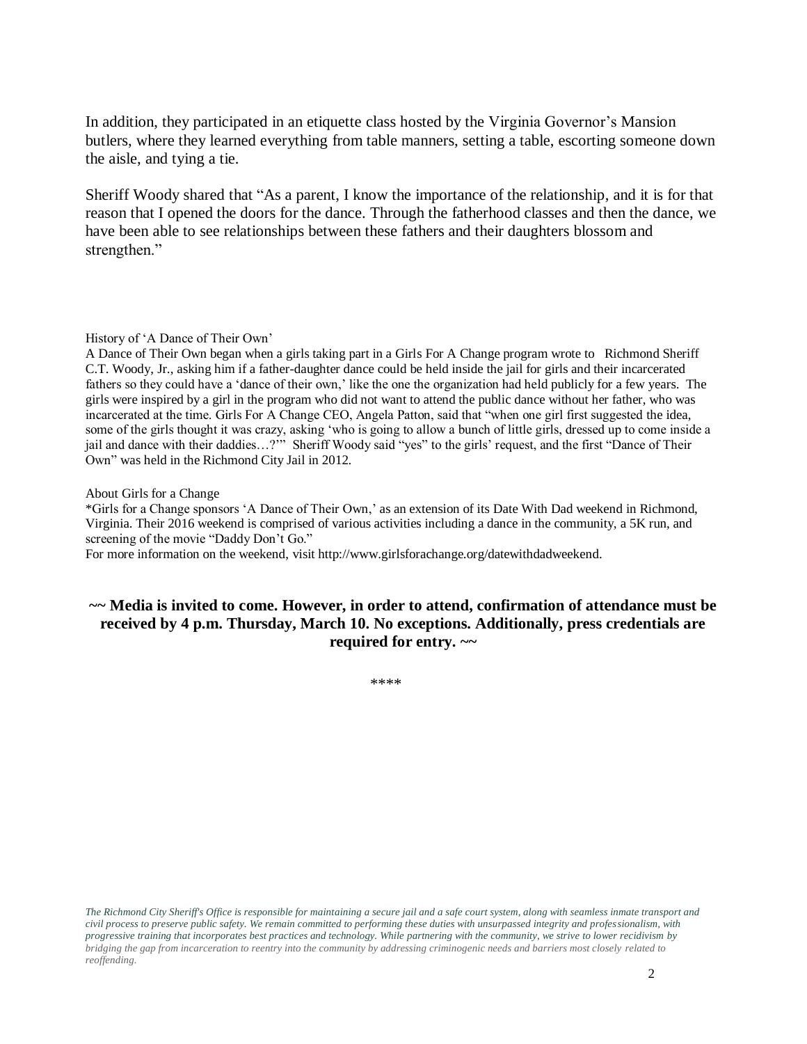In addition, they participated in an etiquette class hosted by the Virginia Governor's Mansion butlers, where they learned everything from table manners, setting a table, escorting someone down the aisle, and tying a tie.

Sheriff Woody shared that "As a parent, I know the importance of the relationship, and it is for that reason that I opened the doors for the dance. Through the fatherhood classes and then the dance, we have been able to see relationships between these fathers and their daughters blossom and strengthen."

History of 'A Dance of Their Own'

A Dance of Their Own began when a girls taking part in a Girls For A Change program wrote to Richmond Sheriff C.T. Woody, Jr., asking him if a father-daughter dance could be held inside the jail for girls and their incarcerated fathers so they could have a 'dance of their own,' like the one the organization had held publicly for a few years. The girls were inspired by a girl in the program who did not want to attend the public dance without her father, who was incarcerated at the time. Girls For A Change CEO, Angela Patton, said that "when one girl first suggested the idea, some of the girls thought it was crazy, asking 'who is going to allow a bunch of little girls, dressed up to come inside a jail and dance with their daddies…?'" Sheriff Woody said "yes" to the girls' request, and the first "Dance of Their Own" was held in the Richmond City Jail in 2012.

About Girls for a Change

*Girls for a Change sponsors 'A Dance of Their Own,' as an extension of its Date With Dad weekend in Richmond, Virginia. Their 2016 weekend is comprised of various activities including a dance in the community, a 5K run, and screening of the movie "Daddy Don't Go."

For more information on the weekend, visit http://www.girlsforachange.org/datewithdadweekend.

**~~ Media is invited to come. However, in order to attend, confirmation of attendance must be received by 4 p.m. Thursday, March 10. No exceptions. Additionally, press credentials are required for entry. ~~**

****

*The Richmond City Sheriff's Office is responsible for maintaining a secure jail and a safe court system, along with seamless inmate transport and civil process to preserve public safety. We remain committed to performing these duties with unsurpassed integrity and professionalism, with progressive training that incorporates best practices and technology. While partnering with the community, we strive to lower recidivism by bridging the gap from incarceration to reentry into the community by addressing criminogenic needs and barriers most closely related to reoffending.*